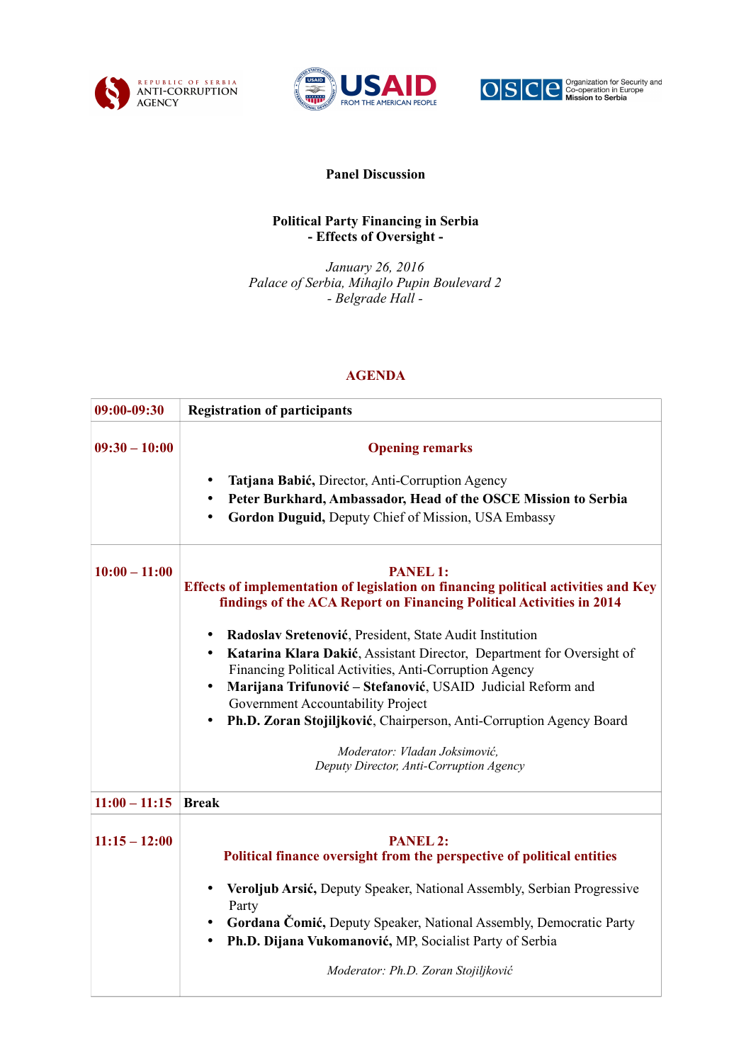REPUBLIC OF SERBIA ANTI-CORRUPTION AGENCY

USAID FROM THE AMERICAN PEOPLE

OSCE Organization for Security and Co-operation in Europe Mission to Serbia

**Panel Discussion**

**Political Party Financing in Serbia**
**- Effects of Oversight -**

*January 26, 2016*
*Palace of Serbia, Mihajlo Pupin Boulevard 2*
*- Belgrade Hall -*

## AGENDA

| Time | Programme |
|---|---|
| **09:00-09:30** | **Registration of participants** |
| **09:30 – 10:00** | **Opening remarks**<br>• **Tatjana Babić,** Director, Anti-Corruption Agency<br>• **Peter Burkhard, Ambassador, Head of the OSCE Mission to Serbia**<br>• **Gordon Duguid,** Deputy Chief of Mission, USA Embassy |
| **10:00 – 11:00** | **PANEL 1: Effects of implementation of legislation on financing political activities and Key findings of the ACA Report on Financing Political Activities in 2014**<br>• **Radoslav Sretenović**, President, State Audit Institution<br>• **Katarina Klara Dakić**, Assistant Director, Department for Oversight of Financing Political Activities, Anti-Corruption Agency<br>• **Marijana Trifunović – Stefanović**, USAID Judicial Reform and Government Accountability Project<br>• **Ph.D. Zoran Stojiljković**, Chairperson, Anti-Corruption Agency Board<br>*Moderator: Vladan Joksimović, Deputy Director, Anti-Corruption Agency* |
| **11:00 – 11:15** | **Break** |
| **11:15 – 12:00** | **PANEL 2: Political finance oversight from the perspective of political entities**<br>• **Veroljub Arsić,** Deputy Speaker, National Assembly, Serbian Progressive Party<br>• **Gordana Čomić,** Deputy Speaker, National Assembly, Democratic Party<br>• **Ph.D. Dijana Vukomanović,** MP, Socialist Party of Serbia<br>*Moderator: Ph.D. Zoran Stojiljković* |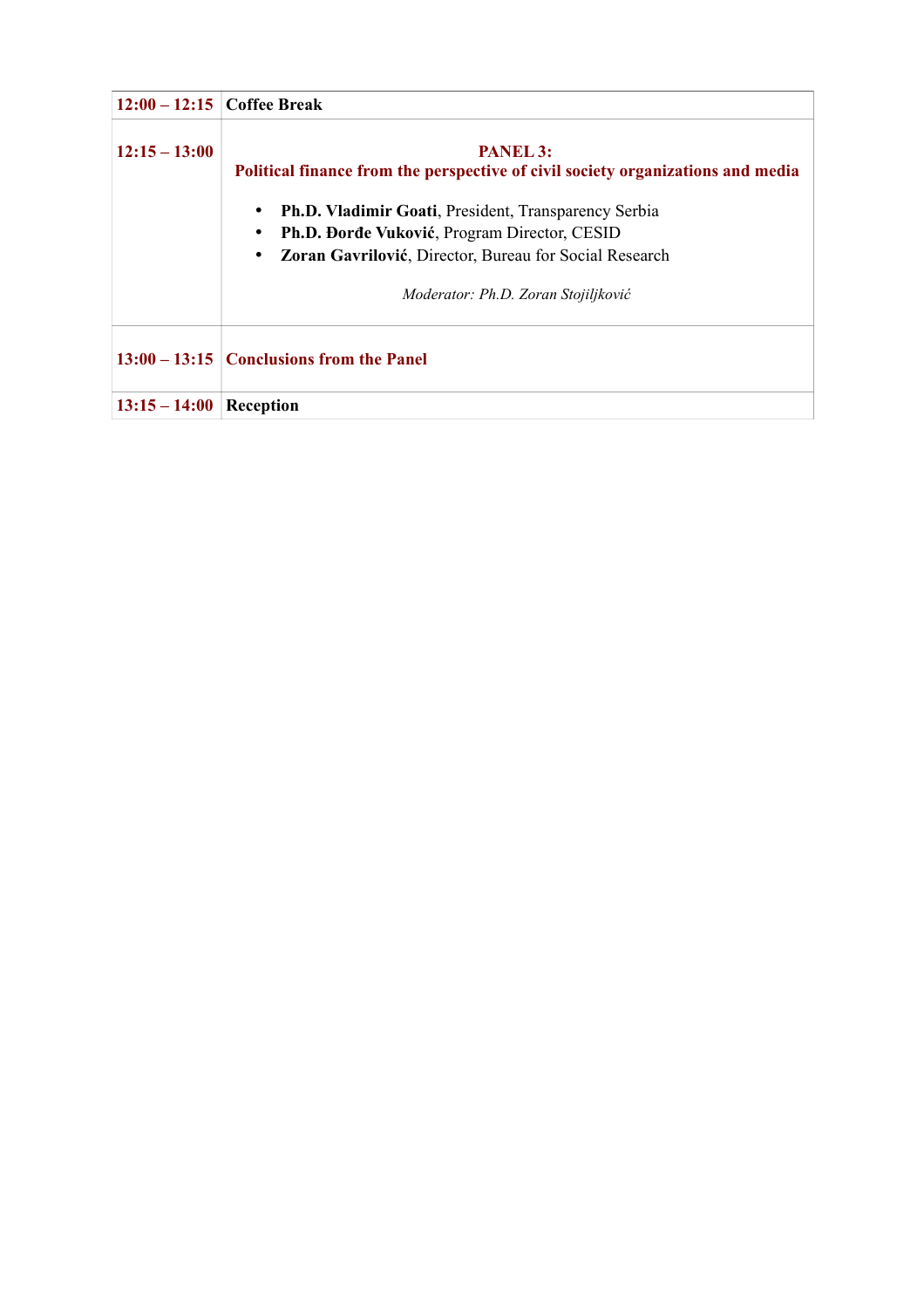| | |
|---|---|
| **12:00 – 12:15** | **Coffee Break** |
| **12:15 – 13:00** | **PANEL 3: Political finance from the perspective of civil society organizations and media**<br>• **Ph.D. Vladimir Goati**, President, Transparency Serbia<br>• **Ph.D. Đorđe Vuković**, Program Director, CESID<br>• **Zoran Gavrilović**, Director, Bureau for Social Research<br>*Moderator: Ph.D. Zoran Stojiljković* |
| **13:00 – 13:15** | **Conclusions from the Panel** |
| **13:15 – 14:00** | **Reception** |